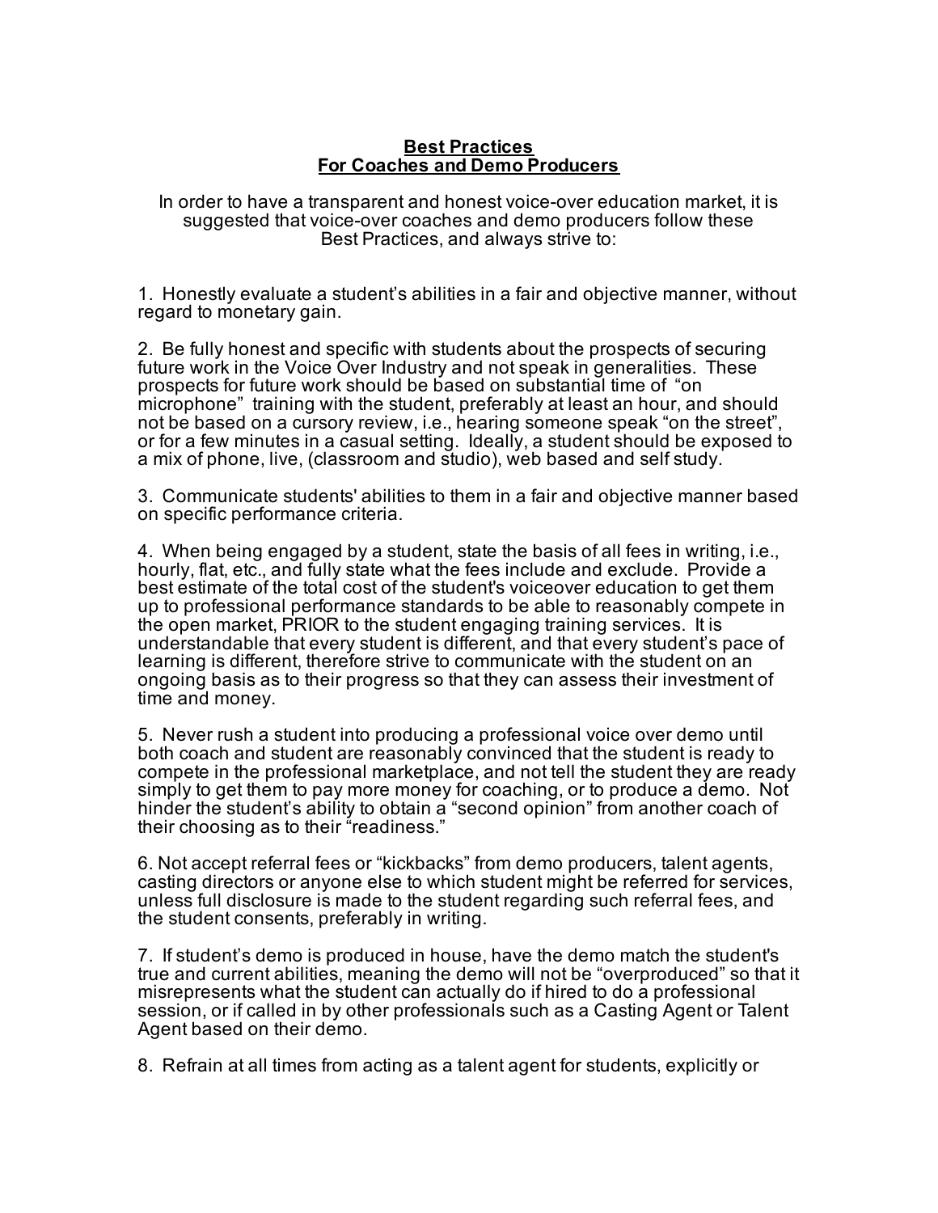**Best Practices**
**For Coaches and Demo Producers**

In order to have a transparent and honest voice-over education market, it is suggested that voice-over coaches and demo producers follow these Best Practices, and always strive to:

1. Honestly evaluate a student's abilities in a fair and objective manner, without regard to monetary gain.

2. Be fully honest and specific with students about the prospects of securing future work in the Voice Over Industry and not speak in generalities. These prospects for future work should be based on substantial time of "on microphone" training with the student, preferably at least an hour, and should not be based on a cursory review, i.e., hearing someone speak "on the street", or for a few minutes in a casual setting. Ideally, a student should be exposed to a mix of phone, live, (classroom and studio), web based and self study.

3. Communicate students' abilities to them in a fair and objective manner based on specific performance criteria.

4. When being engaged by a student, state the basis of all fees in writing, i.e., hourly, flat, etc., and fully state what the fees include and exclude. Provide a best estimate of the total cost of the student's voiceover education to get them up to professional performance standards to be able to reasonably compete in the open market, PRIOR to the student engaging training services. It is understandable that every student is different, and that every student's pace of learning is different, therefore strive to communicate with the student on an ongoing basis as to their progress so that they can assess their investment of time and money.

5. Never rush a student into producing a professional voice over demo until both coach and student are reasonably convinced that the student is ready to compete in the professional marketplace, and not tell the student they are ready simply to get them to pay more money for coaching, or to produce a demo. Not hinder the student's ability to obtain a "second opinion" from another coach of their choosing as to their "readiness."

6. Not accept referral fees or "kickbacks" from demo producers, talent agents, casting directors or anyone else to which student might be referred for services, unless full disclosure is made to the student regarding such referral fees, and the student consents, preferably in writing.

7. If student's demo is produced in house, have the demo match the student's true and current abilities, meaning the demo will not be "overproduced" so that it misrepresents what the student can actually do if hired to do a professional session, or if called in by other professionals such as a Casting Agent or Talent Agent based on their demo.

8. Refrain at all times from acting as a talent agent for students, explicitly or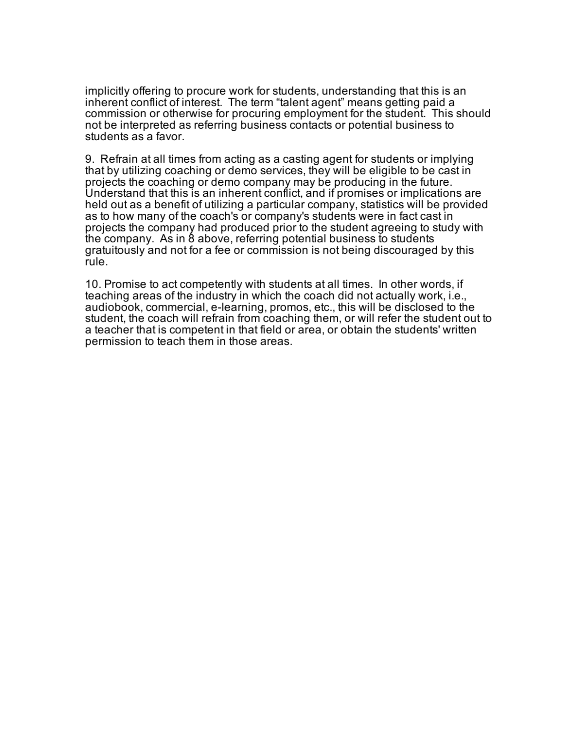implicitly offering to procure work for students, understanding that this is an inherent conflict of interest. The term “talent agent” means getting paid a commission or otherwise for procuring employment for the student. This should not be interpreted as referring business contacts or potential business to students as a favor.

9. Refrain at all times from acting as a casting agent for students or implying that by utilizing coaching or demo services, they will be eligible to be cast in projects the coaching or demo company may be producing in the future. Understand that this is an inherent conflict, and if promises or implications are held out as a benefit of utilizing a particular company, statistics will be provided as to how many of the coach's or company's students were in fact cast in projects the company had produced prior to the student agreeing to study with the company. As in 8 above, referring potential business to students gratuitously and not for a fee or commission is not being discouraged by this rule.

10. Promise to act competently with students at all times. In other words, if teaching areas of the industry in which the coach did not actually work, i.e., audiobook, commercial, e-learning, promos, etc., this will be disclosed to the student, the coach will refrain from coaching them, or will refer the student out to a teacher that is competent in that field or area, or obtain the students' written permission to teach them in those areas.